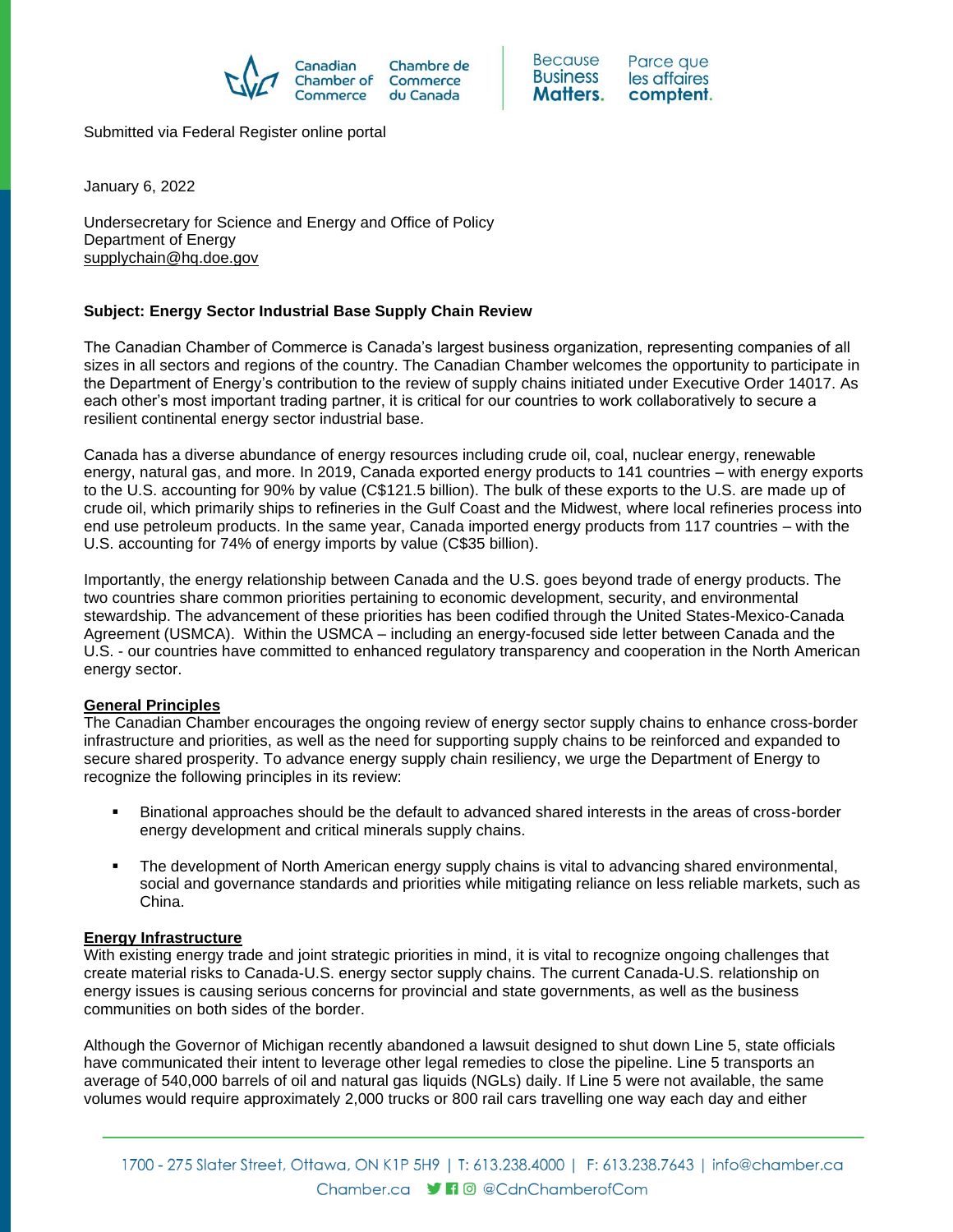Submitted via Federal Register online portal

January 6, 2022

Undersecretary for Science and Energy and Office of Policy
Department of Energy
supplychain@hq.doe.gov

**Subject: Energy Sector Industrial Base Supply Chain Review**

The Canadian Chamber of Commerce is Canada's largest business organization, representing companies of all sizes in all sectors and regions of the country. The Canadian Chamber welcomes the opportunity to participate in the Department of Energy's contribution to the review of supply chains initiated under Executive Order 14017. As each other's most important trading partner, it is critical for our countries to work collaboratively to secure a resilient continental energy sector industrial base.

Canada has a diverse abundance of energy resources including crude oil, coal, nuclear energy, renewable energy, natural gas, and more. In 2019, Canada exported energy products to 141 countries – with energy exports to the U.S. accounting for 90% by value (C$121.5 billion). The bulk of these exports to the U.S. are made up of crude oil, which primarily ships to refineries in the Gulf Coast and the Midwest, where local refineries process into end use petroleum products. In the same year, Canada imported energy products from 117 countries – with the U.S. accounting for 74% of energy imports by value (C$35 billion).

Importantly, the energy relationship between Canada and the U.S. goes beyond trade of energy products. The two countries share common priorities pertaining to economic development, security, and environmental stewardship. The advancement of these priorities has been codified through the United States-Mexico-Canada Agreement (USMCA). Within the USMCA – including an energy-focused side letter between Canada and the U.S. - our countries have committed to enhanced regulatory transparency and cooperation in the North American energy sector.

## General Principles

The Canadian Chamber encourages the ongoing review of energy sector supply chains to enhance cross-border infrastructure and priorities, as well as the need for supporting supply chains to be reinforced and expanded to secure shared prosperity. To advance energy supply chain resiliency, we urge the Department of Energy to recognize the following principles in its review:

- Binational approaches should be the default to advanced shared interests in the areas of cross-border energy development and critical minerals supply chains.
- The development of North American energy supply chains is vital to advancing shared environmental, social and governance standards and priorities while mitigating reliance on less reliable markets, such as China.

## Energy Infrastructure

With existing energy trade and joint strategic priorities in mind, it is vital to recognize ongoing challenges that create material risks to Canada-U.S. energy sector supply chains. The current Canada-U.S. relationship on energy issues is causing serious concerns for provincial and state governments, as well as the business communities on both sides of the border.

Although the Governor of Michigan recently abandoned a lawsuit designed to shut down Line 5, state officials have communicated their intent to leverage other legal remedies to close the pipeline. Line 5 transports an average of 540,000 barrels of oil and natural gas liquids (NGLs) daily. If Line 5 were not available, the same volumes would require approximately 2,000 trucks or 800 rail cars travelling one way each day and either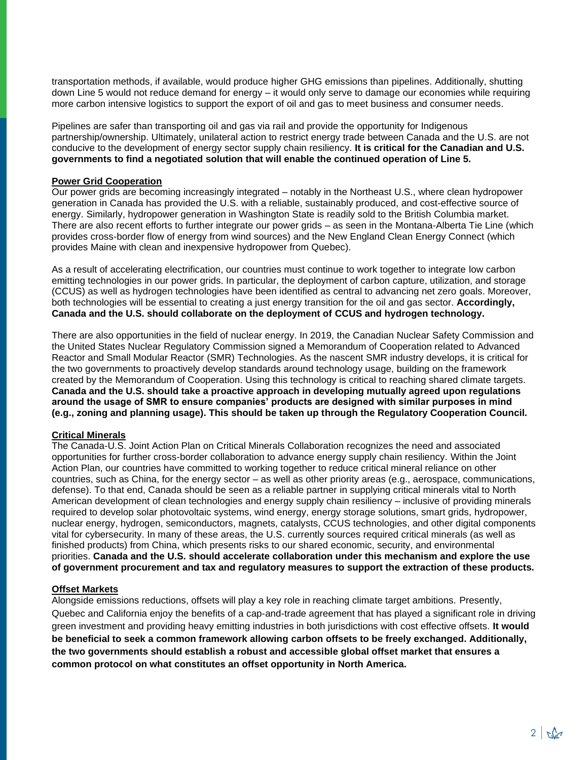transportation methods, if available, would produce higher GHG emissions than pipelines. Additionally, shutting down Line 5 would not reduce demand for energy – it would only serve to damage our economies while requiring more carbon intensive logistics to support the export of oil and gas to meet business and consumer needs.

Pipelines are safer than transporting oil and gas via rail and provide the opportunity for Indigenous partnership/ownership. Ultimately, unilateral action to restrict energy trade between Canada and the U.S. are not conducive to the development of energy sector supply chain resiliency. **It is critical for the Canadian and U.S. governments to find a negotiated solution that will enable the continued operation of Line 5.**

**Power Grid Cooperation**

Our power grids are becoming increasingly integrated – notably in the Northeast U.S., where clean hydropower generation in Canada has provided the U.S. with a reliable, sustainably produced, and cost-effective source of energy. Similarly, hydropower generation in Washington State is readily sold to the British Columbia market. There are also recent efforts to further integrate our power grids – as seen in the Montana-Alberta Tie Line (which provides cross-border flow of energy from wind sources) and the New England Clean Energy Connect (which provides Maine with clean and inexpensive hydropower from Quebec).

As a result of accelerating electrification, our countries must continue to work together to integrate low carbon emitting technologies in our power grids. In particular, the deployment of carbon capture, utilization, and storage (CCUS) as well as hydrogen technologies have been identified as central to advancing net zero goals. Moreover, both technologies will be essential to creating a just energy transition for the oil and gas sector. **Accordingly, Canada and the U.S. should collaborate on the deployment of CCUS and hydrogen technology.**

There are also opportunities in the field of nuclear energy. In 2019, the Canadian Nuclear Safety Commission and the United States Nuclear Regulatory Commission signed a Memorandum of Cooperation related to Advanced Reactor and Small Modular Reactor (SMR) Technologies. As the nascent SMR industry develops, it is critical for the two governments to proactively develop standards around technology usage, building on the framework created by the Memorandum of Cooperation. Using this technology is critical to reaching shared climate targets. **Canada and the U.S. should take a proactive approach in developing mutually agreed upon regulations around the usage of SMR to ensure companies' products are designed with similar purposes in mind (e.g., zoning and planning usage). This should be taken up through the Regulatory Cooperation Council.**

**Critical Minerals**

The Canada-U.S. Joint Action Plan on Critical Minerals Collaboration recognizes the need and associated opportunities for further cross-border collaboration to advance energy supply chain resiliency. Within the Joint Action Plan, our countries have committed to working together to reduce critical mineral reliance on other countries, such as China, for the energy sector – as well as other priority areas (e.g., aerospace, communications, defense). To that end, Canada should be seen as a reliable partner in supplying critical minerals vital to North American development of clean technologies and energy supply chain resiliency – inclusive of providing minerals required to develop solar photovoltaic systems, wind energy, energy storage solutions, smart grids, hydropower, nuclear energy, hydrogen, semiconductors, magnets, catalysts, CCUS technologies, and other digital components vital for cybersecurity. In many of these areas, the U.S. currently sources required critical minerals (as well as finished products) from China, which presents risks to our shared economic, security, and environmental priorities. **Canada and the U.S. should accelerate collaboration under this mechanism and explore the use of government procurement and tax and regulatory measures to support the extraction of these products.**

**Offset Markets**

Alongside emissions reductions, offsets will play a key role in reaching climate target ambitions. Presently, Quebec and California enjoy the benefits of a cap-and-trade agreement that has played a significant role in driving green investment and providing heavy emitting industries in both jurisdictions with cost effective offsets. **It would be beneficial to seek a common framework allowing carbon offsets to be freely exchanged. Additionally, the two governments should establish a robust and accessible global offset market that ensures a common protocol on what constitutes an offset opportunity in North America.**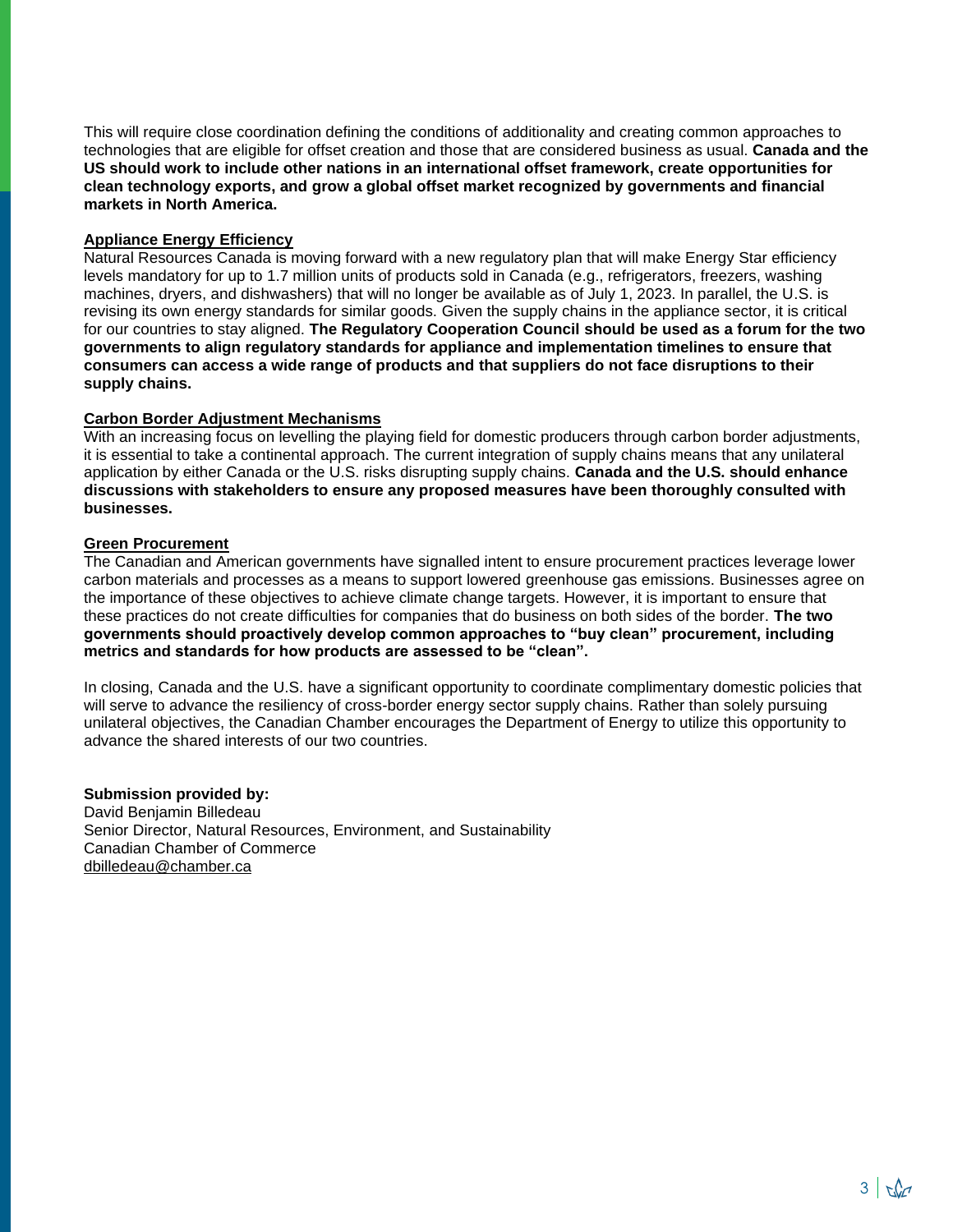This will require close coordination defining the conditions of additionality and creating common approaches to technologies that are eligible for offset creation and those that are considered business as usual. **Canada and the US should work to include other nations in an international offset framework, create opportunities for clean technology exports, and grow a global offset market recognized by governments and financial markets in North America.**

**Appliance Energy Efficiency**

Natural Resources Canada is moving forward with a new regulatory plan that will make Energy Star efficiency levels mandatory for up to 1.7 million units of products sold in Canada (e.g., refrigerators, freezers, washing machines, dryers, and dishwashers) that will no longer be available as of July 1, 2023. In parallel, the U.S. is revising its own energy standards for similar goods. Given the supply chains in the appliance sector, it is critical for our countries to stay aligned. **The Regulatory Cooperation Council should be used as a forum for the two governments to align regulatory standards for appliance and implementation timelines to ensure that consumers can access a wide range of products and that suppliers do not face disruptions to their supply chains.**

**Carbon Border Adjustment Mechanisms**

With an increasing focus on levelling the playing field for domestic producers through carbon border adjustments, it is essential to take a continental approach. The current integration of supply chains means that any unilateral application by either Canada or the U.S. risks disrupting supply chains. **Canada and the U.S. should enhance discussions with stakeholders to ensure any proposed measures have been thoroughly consulted with businesses.**

**Green Procurement**

The Canadian and American governments have signalled intent to ensure procurement practices leverage lower carbon materials and processes as a means to support lowered greenhouse gas emissions. Businesses agree on the importance of these objectives to achieve climate change targets. However, it is important to ensure that these practices do not create difficulties for companies that do business on both sides of the border. **The two governments should proactively develop common approaches to "buy clean" procurement, including metrics and standards for how products are assessed to be "clean".**

In closing, Canada and the U.S. have a significant opportunity to coordinate complimentary domestic policies that will serve to advance the resiliency of cross-border energy sector supply chains. Rather than solely pursuing unilateral objectives, the Canadian Chamber encourages the Department of Energy to utilize this opportunity to advance the shared interests of our two countries.

**Submission provided by:**
David Benjamin Billedeau
Senior Director, Natural Resources, Environment, and Sustainability
Canadian Chamber of Commerce
dbilledeau@chamber.ca